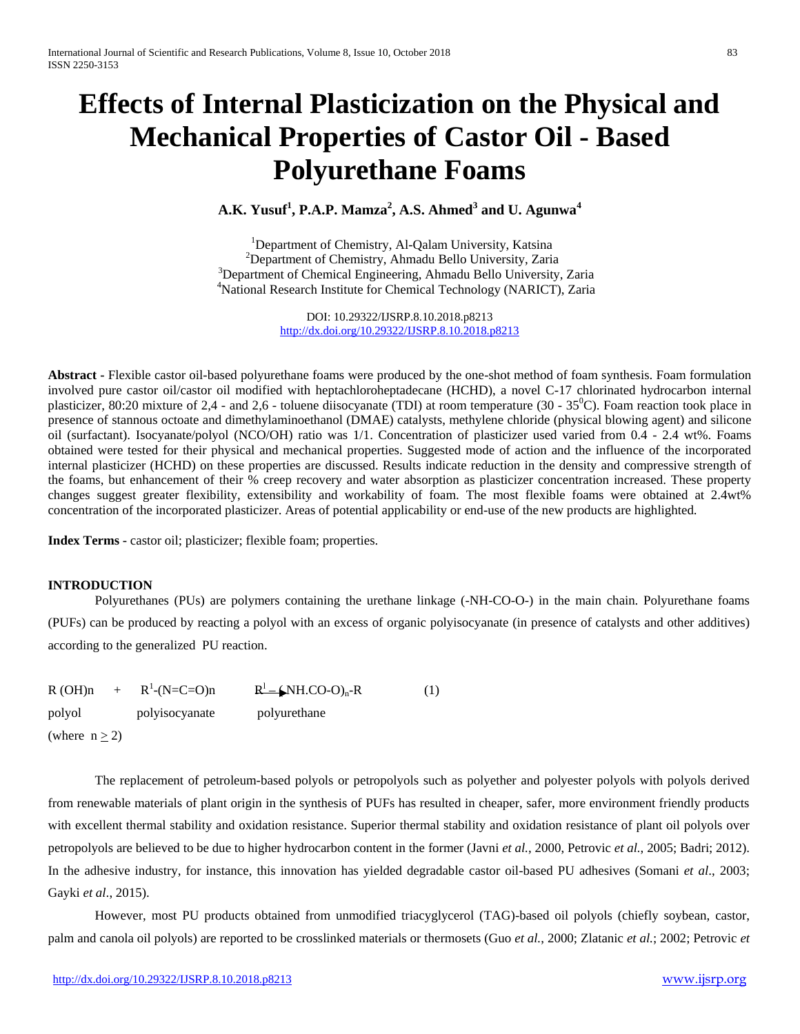# Effects of Internal Plasticization on the Physical and Mechanical Properties of Castor Oil - Based Polyurethane Foams

**A.K. Yusuf[1], P.A.P. Mamza[2], A.S. Ahmed[3] and U. Agunwa[4]**

[1]Department of Chemistry, Al-Qalam University, Katsina
[2]Department of Chemistry, Ahmadu Bello University, Zaria
[3]Department of Chemical Engineering, Ahmadu Bello University, Zaria
[4]National Research Institute for Chemical Technology (NARICT), Zaria

DOI: 10.29322/IJSRP.8.10.2018.p8213
http://dx.doi.org/10.29322/IJSRP.8.10.2018.p8213

**Abstract -** Flexible castor oil-based polyurethane foams were produced by the one-shot method of foam synthesis. Foam formulation involved pure castor oil/castor oil modified with heptachloroheptadecane (HCHD), a novel C-17 chlorinated hydrocarbon internal plasticizer, 80:20 mixture of 2,4 - and 2,6 - toluene diisocyanate (TDI) at room temperature (30 - 35$^0$C). Foam reaction took place in presence of stannous octoate and dimethylaminoethanol (DMAE) catalysts, methylene chloride (physical blowing agent) and silicone oil (surfactant). Isocyanate/polyol (NCO/OH) ratio was 1/1. Concentration of plasticizer used varied from 0.4 - 2.4 wt%. Foams obtained were tested for their physical and mechanical properties. Suggested mode of action and the influence of the incorporated internal plasticizer (HCHD) on these properties are discussed. Results indicate reduction in the density and compressive strength of the foams, but enhancement of their % creep recovery and water absorption as plasticizer concentration increased. These property changes suggest greater flexibility, extensibility and workability of foam. The most flexible foams were obtained at 2.4wt% concentration of the incorporated plasticizer. Areas of potential applicability or end-use of the new products are highlighted.

**Index Terms -** castor oil; plasticizer; flexible foam; properties.

## INTRODUCTION

Polyurethanes (PUs) are polymers containing the urethane linkage (-NH-CO-O-) in the main chain. Polyurethane foams (PUFs) can be produced by reacting a polyol with an excess of organic polyisocyanate (in presence of catalysts and other additives) according to the generalized PU reaction.

$$R(OH)_n \quad + \quad R^1\text{-}(N{=}C{=}O)_n \longrightarrow R^1\text{-}(NH.CO\text{-}O)_n\text{-}R \qquad (1)$$

polyol &nbsp;&nbsp;&nbsp;&nbsp; polyisocyanate &nbsp;&nbsp;&nbsp;&nbsp; polyurethane

(where $n \geq 2$)

The replacement of petroleum-based polyols or petropolyols such as polyether and polyester polyols with polyols derived from renewable materials of plant origin in the synthesis of PUFs has resulted in cheaper, safer, more environment friendly products with excellent thermal stability and oxidation resistance. Superior thermal stability and oxidation resistance of plant oil polyols over petropolyols are believed to be due to higher hydrocarbon content in the former (Javni *et al.*, 2000, Petrovic *et al.*, 2005; Badri; 2012). In the adhesive industry, for instance, this innovation has yielded degradable castor oil-based PU adhesives (Somani *et al*., 2003; Gayki *et al*., 2015).

However, most PU products obtained from unmodified triacyglycerol (TAG)-based oil polyols (chiefly soybean, castor, palm and canola oil polyols) are reported to be crosslinked materials or thermosets (Guo *et al.*, 2000; Zlatanic *et al.*; 2002; Petrovic *et*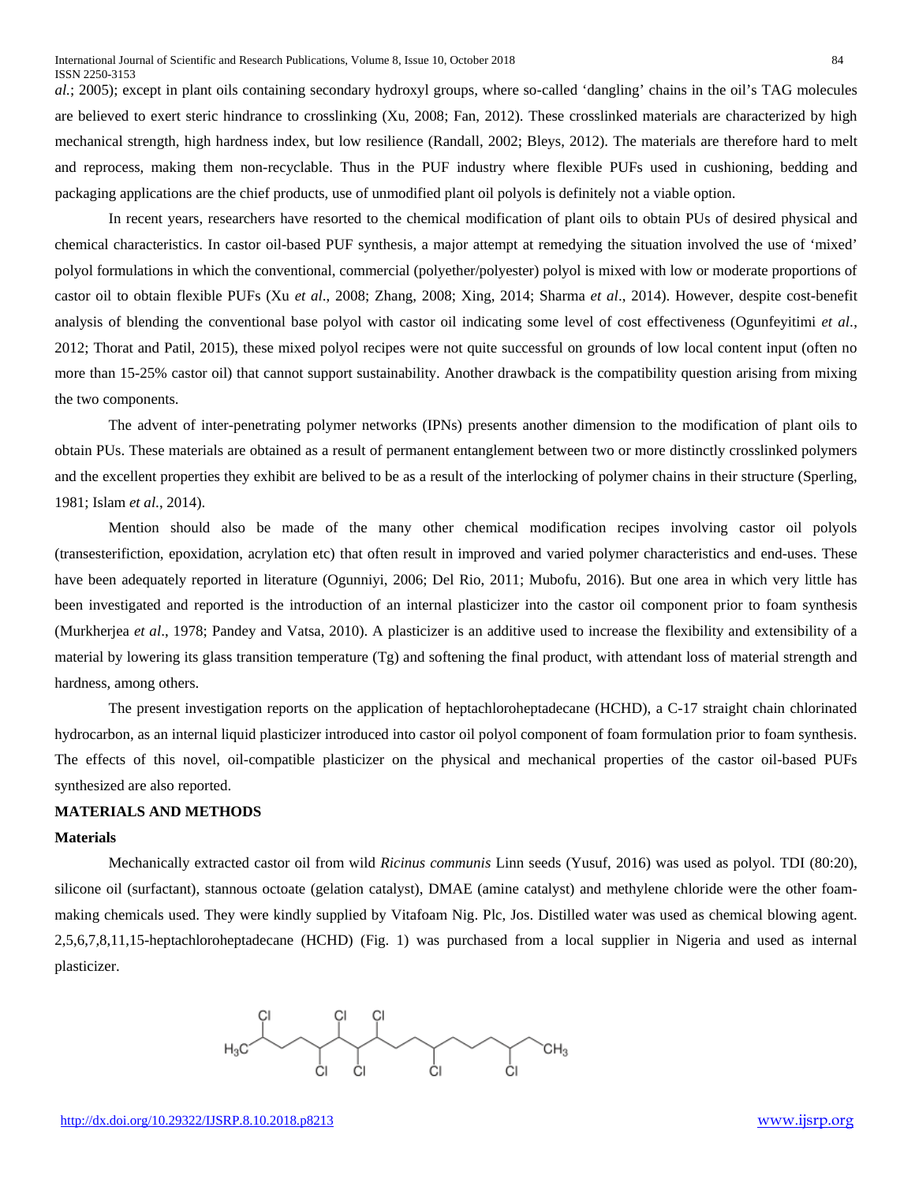*al.*; 2005); except in plant oils containing secondary hydroxyl groups, where so-called 'dangling' chains in the oil's TAG molecules are believed to exert steric hindrance to crosslinking (Xu, 2008; Fan, 2012). These crosslinked materials are characterized by high mechanical strength, high hardness index, but low resilience (Randall, 2002; Bleys, 2012). The materials are therefore hard to melt and reprocess, making them non-recyclable. Thus in the PUF industry where flexible PUFs used in cushioning, bedding and packaging applications are the chief products, use of unmodified plant oil polyols is definitely not a viable option.

In recent years, researchers have resorted to the chemical modification of plant oils to obtain PUs of desired physical and chemical characteristics. In castor oil-based PUF synthesis, a major attempt at remedying the situation involved the use of 'mixed' polyol formulations in which the conventional, commercial (polyether/polyester) polyol is mixed with low or moderate proportions of castor oil to obtain flexible PUFs (Xu *et al*., 2008; Zhang, 2008; Xing, 2014; Sharma *et al*., 2014). However, despite cost-benefit analysis of blending the conventional base polyol with castor oil indicating some level of cost effectiveness (Ogunfeyitimi *et al*., 2012; Thorat and Patil, 2015), these mixed polyol recipes were not quite successful on grounds of low local content input (often no more than 15-25% castor oil) that cannot support sustainability. Another drawback is the compatibility question arising from mixing the two components.

The advent of inter-penetrating polymer networks (IPNs) presents another dimension to the modification of plant oils to obtain PUs. These materials are obtained as a result of permanent entanglement between two or more distinctly crosslinked polymers and the excellent properties they exhibit are belived to be as a result of the interlocking of polymer chains in their structure (Sperling, 1981; Islam *et al.*, 2014).

Mention should also be made of the many other chemical modification recipes involving castor oil polyols (transesterifiction, epoxidation, acrylation etc) that often result in improved and varied polymer characteristics and end-uses. These have been adequately reported in literature (Ogunniyi, 2006; Del Rio, 2011; Mubofu, 2016). But one area in which very little has been investigated and reported is the introduction of an internal plasticizer into the castor oil component prior to foam synthesis (Murkherjea *et al*., 1978; Pandey and Vatsa, 2010). A plasticizer is an additive used to increase the flexibility and extensibility of a material by lowering its glass transition temperature (Tg) and softening the final product, with attendant loss of material strength and hardness, among others.

The present investigation reports on the application of heptachloroheptadecane (HCHD), a C-17 straight chain chlorinated hydrocarbon, as an internal liquid plasticizer introduced into castor oil polyol component of foam formulation prior to foam synthesis. The effects of this novel, oil-compatible plasticizer on the physical and mechanical properties of the castor oil-based PUFs synthesized are also reported.

## MATERIALS AND METHODS

### Materials

Mechanically extracted castor oil from wild *Ricinus communis* Linn seeds (Yusuf, 2016) was used as polyol. TDI (80:20), silicone oil (surfactant), stannous octoate (gelation catalyst), DMAE (amine catalyst) and methylene chloride were the other foam-making chemicals used. They were kindly supplied by Vitafoam Nig. Plc, Jos. Distilled water was used as chemical blowing agent. 2,5,6,7,8,11,15-heptachloroheptadecane (HCHD) (Fig. 1) was purchased from a local supplier in Nigeria and used as internal plasticizer.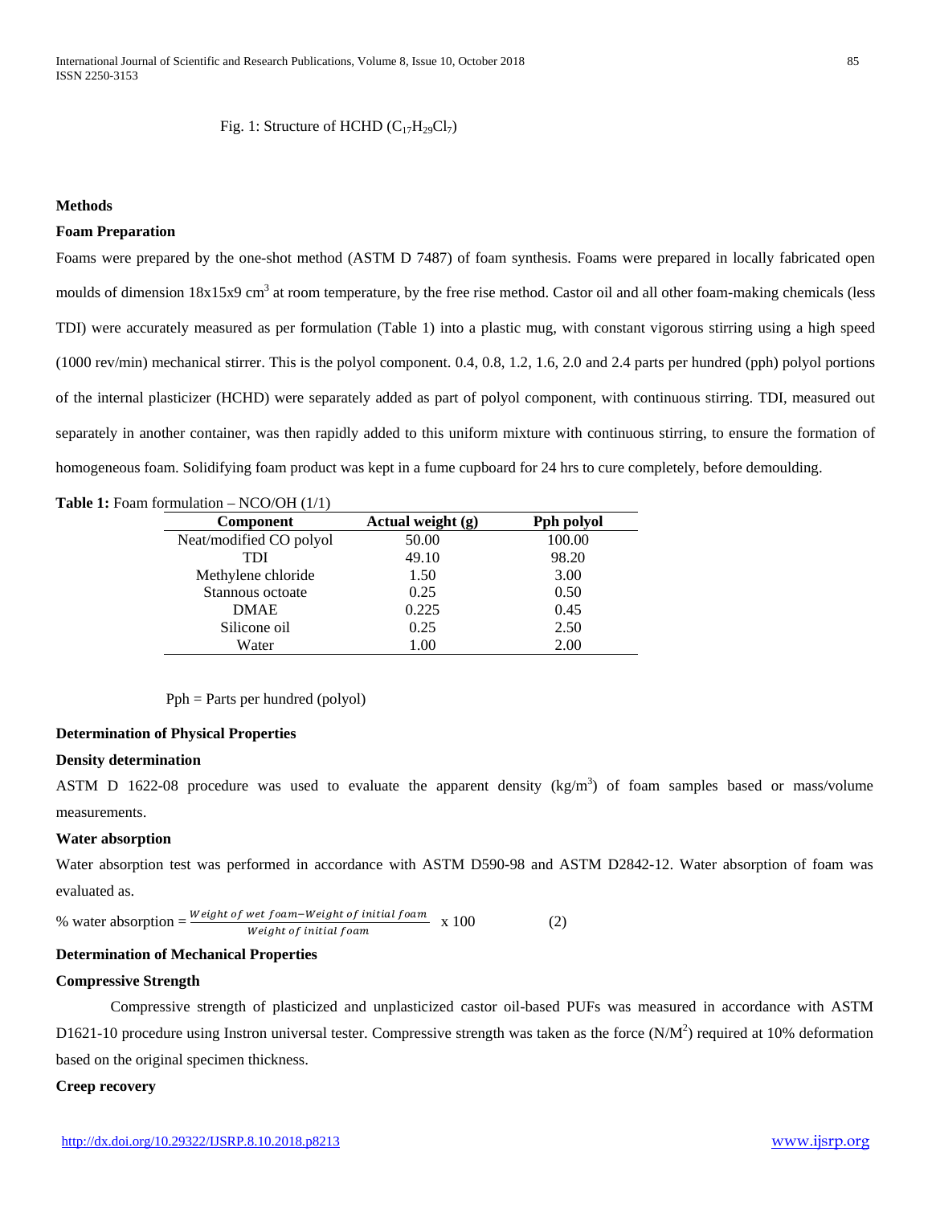Fig. 1: Structure of HCHD ($C_{17}H_{29}Cl_7$)

## Methods

### Foam Preparation

Foams were prepared by the one-shot method (ASTM D 7487) of foam synthesis. Foams were prepared in locally fabricated open moulds of dimension 18x15x9 $cm^3$ at room temperature, by the free rise method. Castor oil and all other foam-making chemicals (less TDI) were accurately measured as per formulation (Table 1) into a plastic mug, with constant vigorous stirring using a high speed (1000 rev/min) mechanical stirrer. This is the polyol component. 0.4, 0.8, 1.2, 1.6, 2.0 and 2.4 parts per hundred (pph) polyol portions of the internal plasticizer (HCHD) were separately added as part of polyol component, with continuous stirring. TDI, measured out separately in another container, was then rapidly added to this uniform mixture with continuous stirring, to ensure the formation of homogeneous foam. Solidifying foam product was kept in a fume cupboard for 24 hrs to cure completely, before demoulding.

**Table 1:** Foam formulation – NCO/OH (1/1)

| Component | Actual weight (g) | Pph polyol |
|---|---|---|
| Neat/modified CO polyol | 50.00 | 100.00 |
| TDI | 49.10 | 98.20 |
| Methylene chloride | 1.50 | 3.00 |
| Stannous octoate | 0.25 | 0.50 |
| DMAE | 0.225 | 0.45 |
| Silicone oil | 0.25 | 2.50 |
| Water | 1.00 | 2.00 |

Pph = Parts per hundred (polyol)

### Determination of Physical Properties

#### Density determination

ASTM D 1622-08 procedure was used to evaluate the apparent density (kg/$m^3$) of foam samples based or mass/volume measurements.

#### Water absorption

Water absorption test was performed in accordance with ASTM D590-98 and ASTM D2842-12. Water absorption of foam was evaluated as.

$$\% \text{ water absorption} = \frac{\text{Weight of wet foam} - \text{Weight of initial foam}}{\text{Weight of initial foam}} \times 100 \qquad (2)$$

### Determination of Mechanical Properties

#### Compressive Strength

Compressive strength of plasticized and unplasticized castor oil-based PUFs was measured in accordance with ASTM D1621-10 procedure using Instron universal tester. Compressive strength was taken as the force (N/$M^2$) required at 10% deformation based on the original specimen thickness.

#### Creep recovery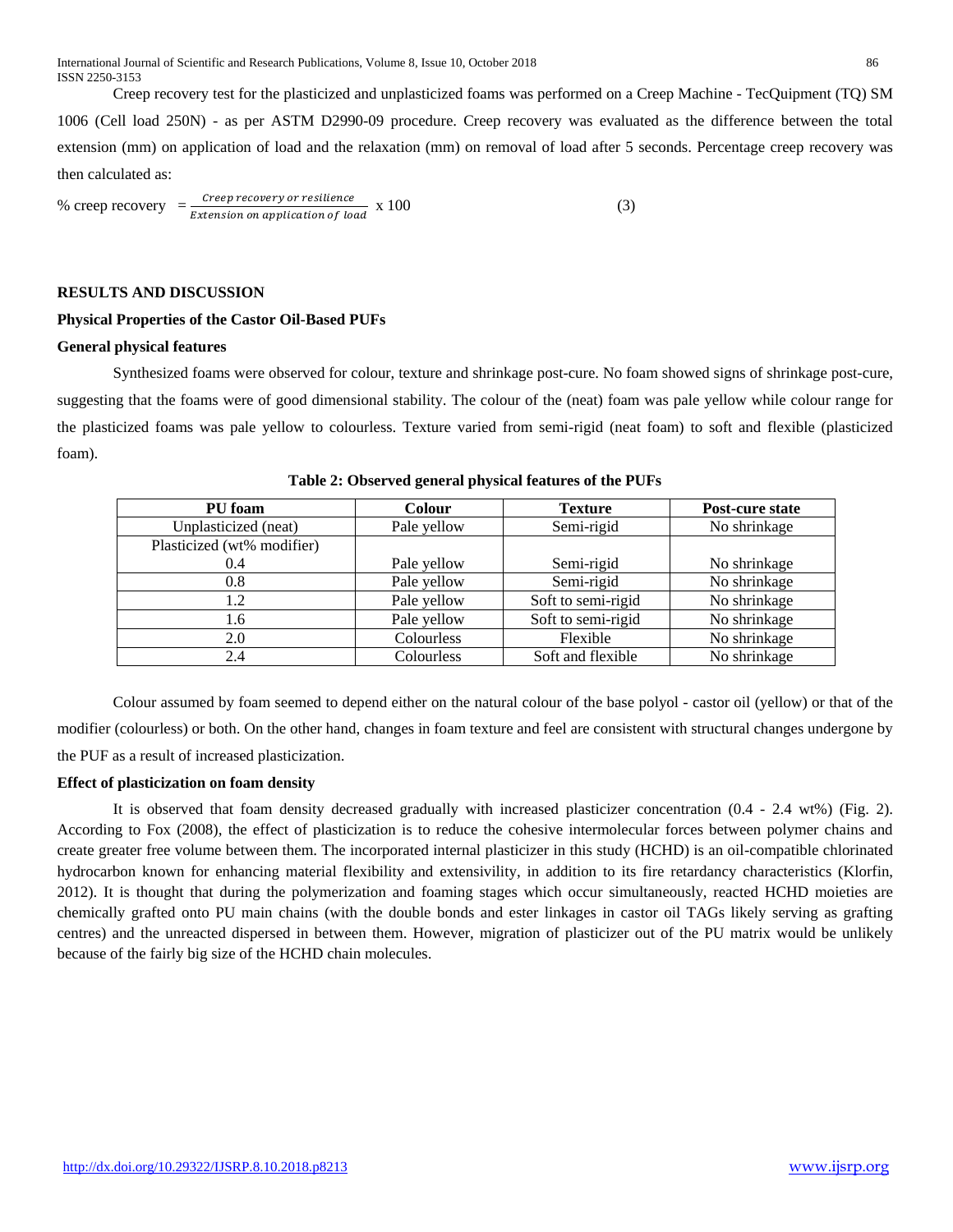Creep recovery test for the plasticized and unplasticized foams was performed on a Creep Machine - TecQuipment (TQ) SM 1006 (Cell load 250N) - as per ASTM D2990-09 procedure. Creep recovery was evaluated as the difference between the total extension (mm) on application of load and the relaxation (mm) on removal of load after 5 seconds. Percentage creep recovery was then calculated as:

$$\% \text{ creep recovery } = \frac{\textit{Creep recovery or resilience}}{\textit{Extension on application of load}} \times 100 \qquad (3)$$

## RESULTS AND DISCUSSION

### Physical Properties of the Castor Oil-Based PUFs

#### General physical features

Synthesized foams were observed for colour, texture and shrinkage post-cure. No foam showed signs of shrinkage post-cure, suggesting that the foams were of good dimensional stability. The colour of the (neat) foam was pale yellow while colour range for the plasticized foams was pale yellow to colourless. Texture varied from semi-rigid (neat foam) to soft and flexible (plasticized foam).

**Table 2: Observed general physical features of the PUFs**

| PU foam | Colour | Texture | Post-cure state |
|---|---|---|---|
| Unplasticized (neat) | Pale yellow | Semi-rigid | No shrinkage |
| Plasticized (wt% modifier) | | | |
| 0.4 | Pale yellow | Semi-rigid | No shrinkage |
| 0.8 | Pale yellow | Semi-rigid | No shrinkage |
| 1.2 | Pale yellow | Soft to semi-rigid | No shrinkage |
| 1.6 | Pale yellow | Soft to semi-rigid | No shrinkage |
| 2.0 | Colourless | Flexible | No shrinkage |
| 2.4 | Colourless | Soft and flexible | No shrinkage |

Colour assumed by foam seemed to depend either on the natural colour of the base polyol - castor oil (yellow) or that of the modifier (colourless) or both. On the other hand, changes in foam texture and feel are consistent with structural changes undergone by the PUF as a result of increased plasticization.

#### Effect of plasticization on foam density

It is observed that foam density decreased gradually with increased plasticizer concentration (0.4 - 2.4 wt%) (Fig. 2). According to Fox (2008), the effect of plasticization is to reduce the cohesive intermolecular forces between polymer chains and create greater free volume between them. The incorporated internal plasticizer in this study (HCHD) is an oil-compatible chlorinated hydrocarbon known for enhancing material flexibility and extensivility, in addition to its fire retardancy characteristics (Klorfin, 2012). It is thought that during the polymerization and foaming stages which occur simultaneously, reacted HCHD moieties are chemically grafted onto PU main chains (with the double bonds and ester linkages in castor oil TAGs likely serving as grafting centres) and the unreacted dispersed in between them. However, migration of plasticizer out of the PU matrix would be unlikely because of the fairly big size of the HCHD chain molecules.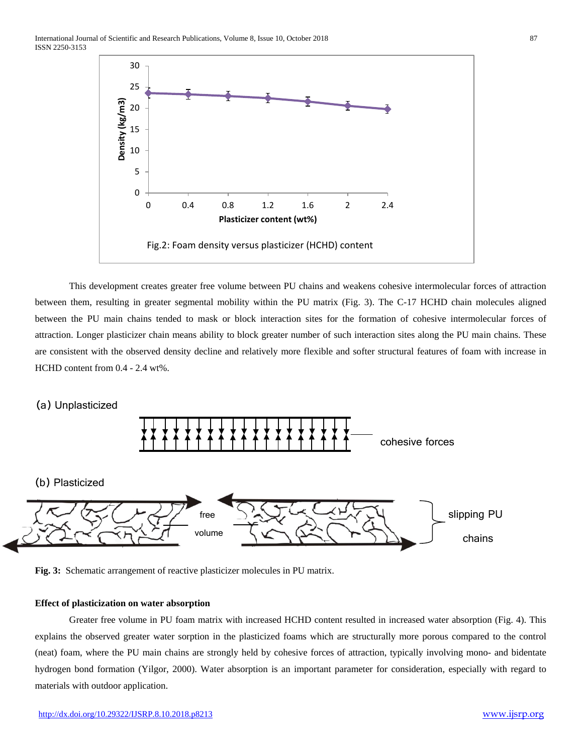Fig.2: Foam density versus plasticizer (HCHD) content

This development creates greater free volume between PU chains and weakens cohesive intermolecular forces of attraction between them, resulting in greater segmental mobility within the PU matrix (Fig. 3). The C-17 HCHD chain molecules aligned between the PU main chains tended to mask or block interaction sites for the formation of cohesive intermolecular forces of attraction. Longer plasticizer chain means ability to block greater number of such interaction sites along the PU main chains. These are consistent with the observed density decline and relatively more flexible and softer structural features of foam with increase in HCHD content from 0.4 - 2.4 wt%.

**Fig. 3:** Schematic arrangement of reactive plasticizer molecules in PU matrix.

**Effect of plasticization on water absorption**

Greater free volume in PU foam matrix with increased HCHD content resulted in increased water absorption (Fig. 4). This explains the observed greater water sorption in the plasticized foams which are structurally more porous compared to the control (neat) foam, where the PU main chains are strongly held by cohesive forces of attraction, typically involving mono- and bidentate hydrogen bond formation (Yilgor, 2000). Water absorption is an important parameter for consideration, especially with regard to materials with outdoor application.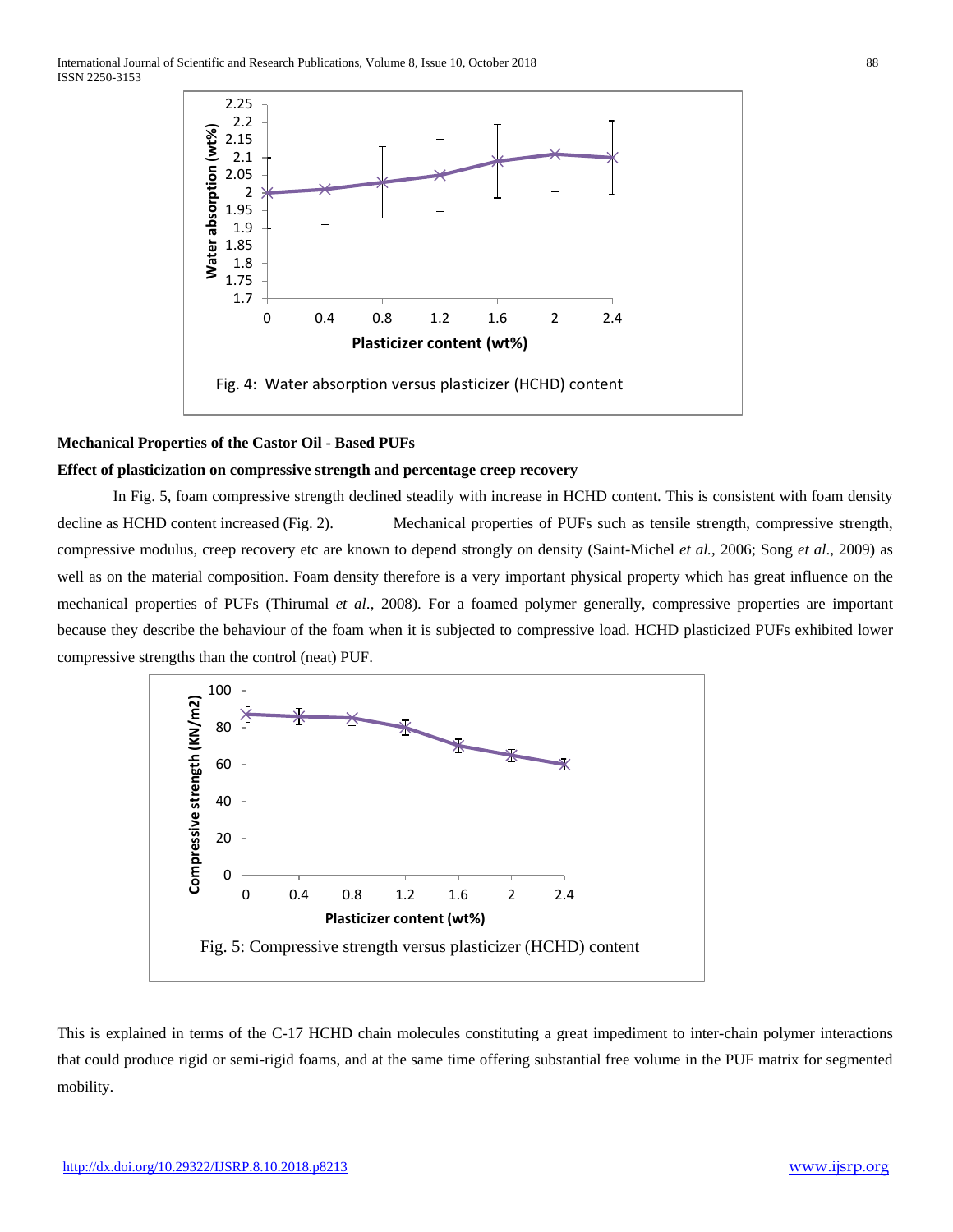Fig. 4: Water absorption versus plasticizer (HCHD) content

**Mechanical Properties of the Castor Oil - Based PUFs**

**Effect of plasticization on compressive strength and percentage creep recovery**

In Fig. 5, foam compressive strength declined steadily with increase in HCHD content. This is consistent with foam density decline as HCHD content increased (Fig. 2). Mechanical properties of PUFs such as tensile strength, compressive strength, compressive modulus, creep recovery etc are known to depend strongly on density (Saint-Michel *et al.*, 2006; Song *et al*., 2009) as well as on the material composition. Foam density therefore is a very important physical property which has great influence on the mechanical properties of PUFs (Thirumal *et al*., 2008). For a foamed polymer generally, compressive properties are important because they describe the behaviour of the foam when it is subjected to compressive load. HCHD plasticized PUFs exhibited lower compressive strengths than the control (neat) PUF.

Fig. 5: Compressive strength versus plasticizer (HCHD) content

This is explained in terms of the C-17 HCHD chain molecules constituting a great impediment to inter-chain polymer interactions that could produce rigid or semi-rigid foams, and at the same time offering substantial free volume in the PUF matrix for segmented mobility.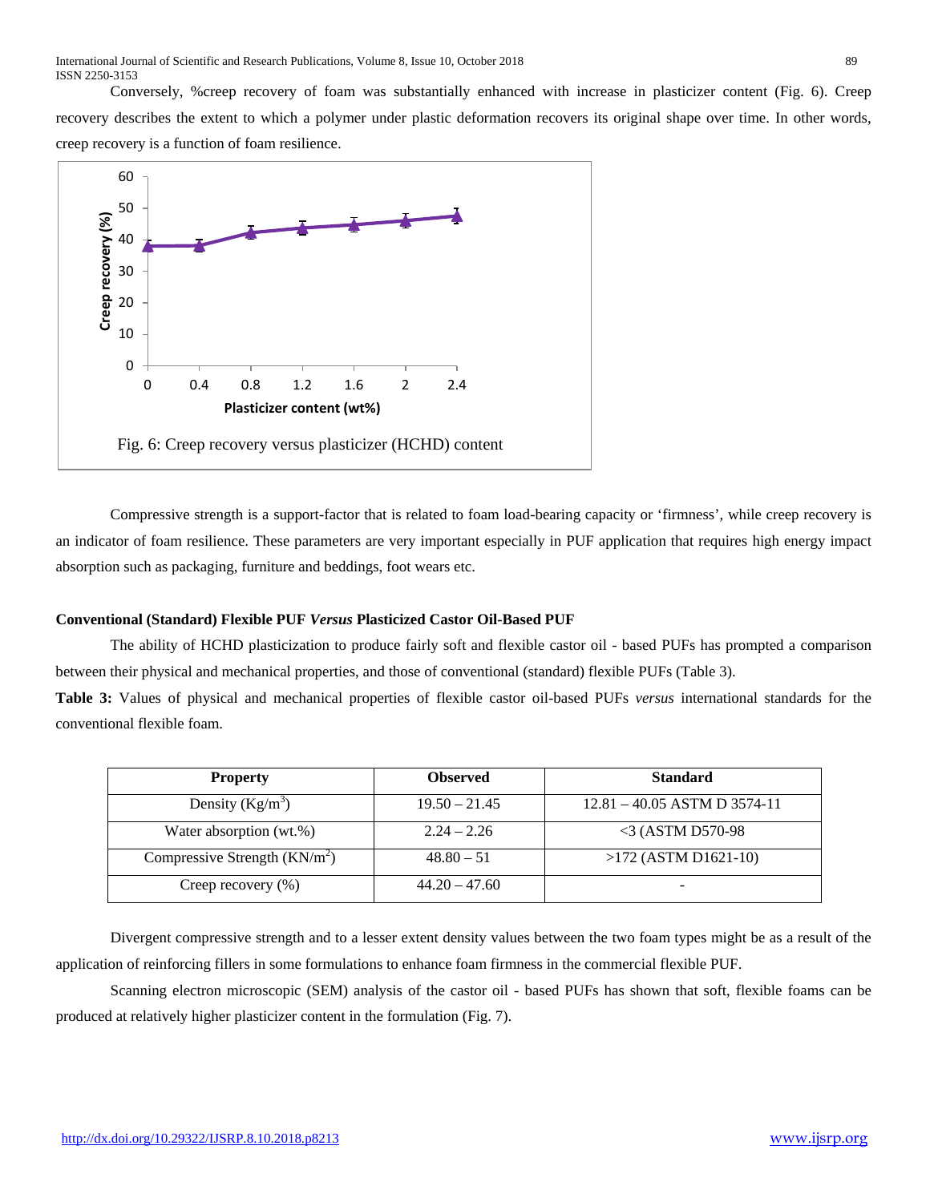Conversely, %creep recovery of foam was substantially enhanced with increase in plasticizer content (Fig. 6). Creep recovery describes the extent to which a polymer under plastic deformation recovers its original shape over time. In other words, creep recovery is a function of foam resilience.

Fig. 6: Creep recovery versus plasticizer (HCHD) content

Compressive strength is a support-factor that is related to foam load-bearing capacity or 'firmness', while creep recovery is an indicator of foam resilience. These parameters are very important especially in PUF application that requires high energy impact absorption such as packaging, furniture and beddings, foot wears etc.

**Conventional (Standard) Flexible PUF *Versus* Plasticized Castor Oil-Based PUF**

The ability of HCHD plasticization to produce fairly soft and flexible castor oil - based PUFs has prompted a comparison between their physical and mechanical properties, and those of conventional (standard) flexible PUFs (Table 3).

**Table 3:** Values of physical and mechanical properties of flexible castor oil-based PUFs *versus* international standards for the conventional flexible foam.

| Property | Observed | Standard |
| --- | --- | --- |
| Density ($Kg/m^3$) | 19.50 – 21.45 | 12.81 – 40.05 ASTM D 3574-11 |
| Water absorption (wt.%) | 2.24 – 2.26 | <3 (ASTM D570-98 |
| Compressive Strength ($KN/m^2$) | 48.80 – 51 | >172 (ASTM D1621-10) |
| Creep recovery (%) | 44.20 – 47.60 | - |

Divergent compressive strength and to a lesser extent density values between the two foam types might be as a result of the application of reinforcing fillers in some formulations to enhance foam firmness in the commercial flexible PUF.

Scanning electron microscopic (SEM) analysis of the castor oil - based PUFs has shown that soft, flexible foams can be produced at relatively higher plasticizer content in the formulation (Fig. 7).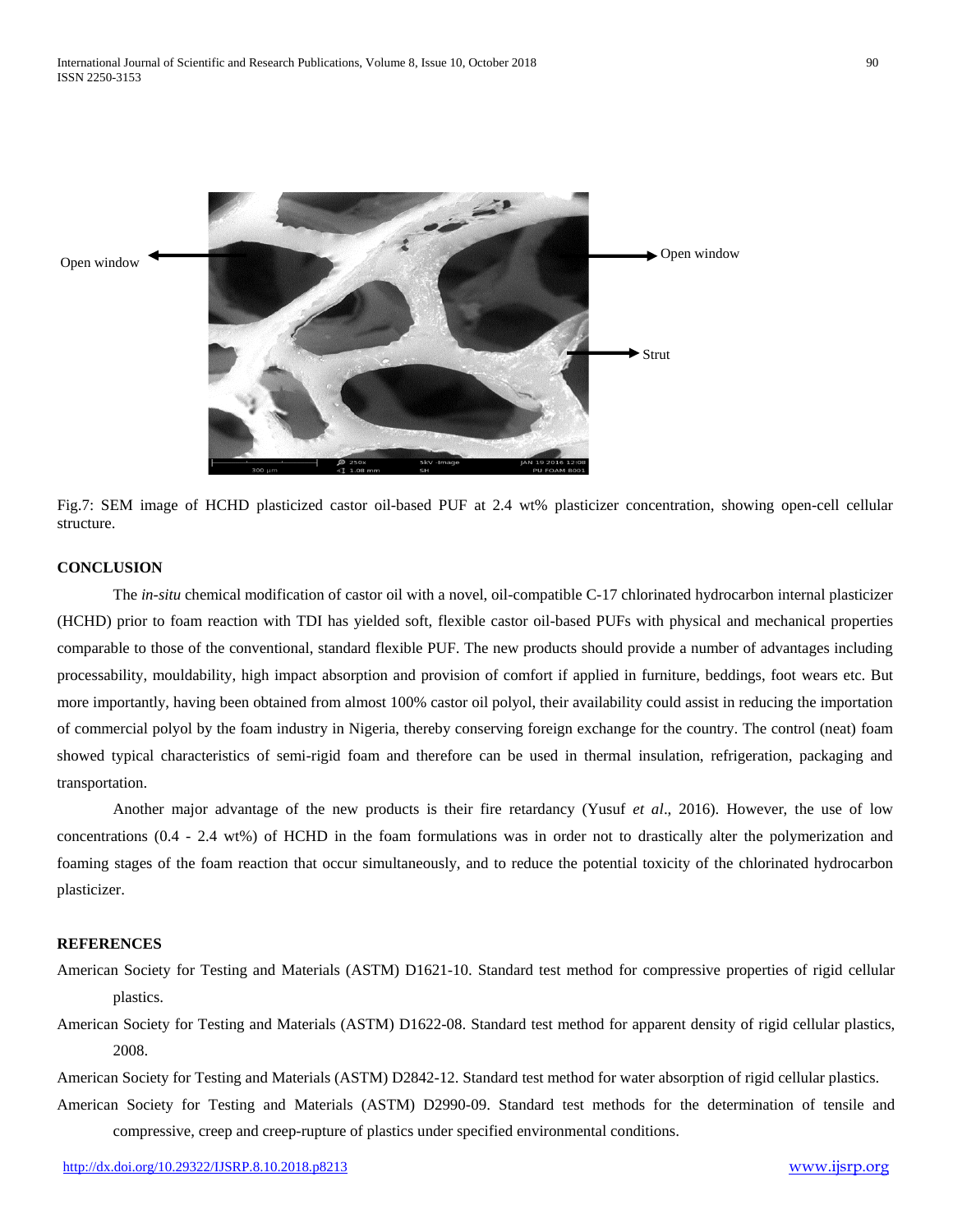Fig.7: SEM image of HCHD plasticized castor oil-based PUF at 2.4 wt% plasticizer concentration, showing open-cell cellular structure.

## CONCLUSION

The *in-situ* chemical modification of castor oil with a novel, oil-compatible C-17 chlorinated hydrocarbon internal plasticizer (HCHD) prior to foam reaction with TDI has yielded soft, flexible castor oil-based PUFs with physical and mechanical properties comparable to those of the conventional, standard flexible PUF. The new products should provide a number of advantages including processability, mouldability, high impact absorption and provision of comfort if applied in furniture, beddings, foot wears etc. But more importantly, having been obtained from almost 100% castor oil polyol, their availability could assist in reducing the importation of commercial polyol by the foam industry in Nigeria, thereby conserving foreign exchange for the country. The control (neat) foam showed typical characteristics of semi-rigid foam and therefore can be used in thermal insulation, refrigeration, packaging and transportation.

Another major advantage of the new products is their fire retardancy (Yusuf *et al*., 2016). However, the use of low concentrations (0.4 - 2.4 wt%) of HCHD in the foam formulations was in order not to drastically alter the polymerization and foaming stages of the foam reaction that occur simultaneously, and to reduce the potential toxicity of the chlorinated hydrocarbon plasticizer.

## REFERENCES

American Society for Testing and Materials (ASTM) D1621-10. Standard test method for compressive properties of rigid cellular plastics.

American Society for Testing and Materials (ASTM) D1622-08. Standard test method for apparent density of rigid cellular plastics, 2008.

American Society for Testing and Materials (ASTM) D2842-12. Standard test method for water absorption of rigid cellular plastics.

American Society for Testing and Materials (ASTM) D2990-09. Standard test methods for the determination of tensile and compressive, creep and creep-rupture of plastics under specified environmental conditions.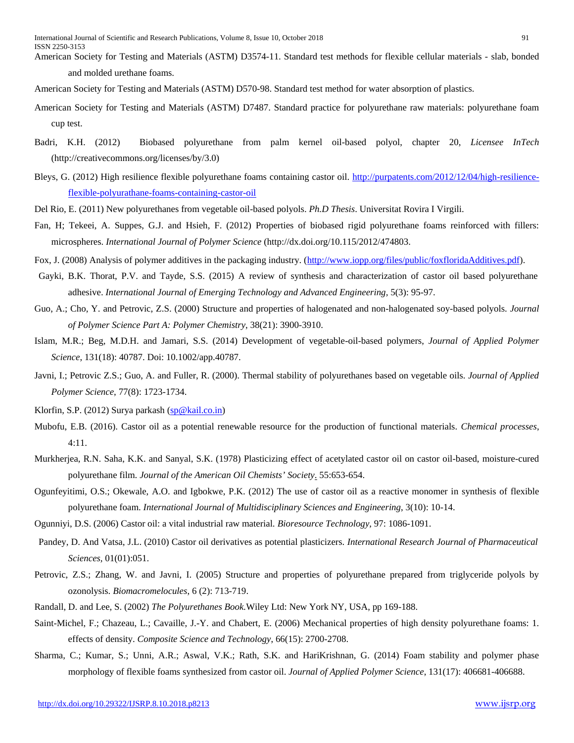American Society for Testing and Materials (ASTM) D3574-11. Standard test methods for flexible cellular materials - slab, bonded and molded urethane foams.

American Society for Testing and Materials (ASTM) D570-98. Standard test method for water absorption of plastics.

American Society for Testing and Materials (ASTM) D7487. Standard practice for polyurethane raw materials: polyurethane foam cup test.

Badri, K.H. (2012) Biobased polyurethane from palm kernel oil-based polyol, chapter 20, *Licensee InTech* (http://creativecommons.org/licenses/by/3.0)

Bleys, G. (2012) High resilience flexible polyurethane foams containing castor oil. http://purpatents.com/2012/12/04/high-resilience-flexible-polyurathane-foams-containing-castor-oil

Del Rio, E. (2011) New polyurethanes from vegetable oil-based polyols. *Ph.D Thesis*. Universitat Rovira I Virgili.

Fan, H; Tekeei, A. Suppes, G.J. and Hsieh, F. (2012) Properties of biobased rigid polyurethane foams reinforced with fillers: microspheres. *International Journal of Polymer Science* (http://dx.doi.org/10.115/2012/474803.

Fox, J. (2008) Analysis of polymer additives in the packaging industry. (http://www.iopp.org/files/public/foxfloridaAdditives.pdf).

Gayki, B.K. Thorat, P.V. and Tayde, S.S. (2015) A review of synthesis and characterization of castor oil based polyurethane adhesive. *International Journal of Emerging Technology and Advanced Engineering*, 5(3): 95-97.

Guo, A.; Cho, Y. and Petrovic, Z.S. (2000) Structure and properties of halogenated and non-halogenated soy-based polyols. *Journal of Polymer Science Part A: Polymer Chemistry*, 38(21): 3900-3910.

Islam, M.R.; Beg, M.D.H. and Jamari, S.S. (2014) Development of vegetable-oil-based polymers, *Journal of Applied Polymer Science*, 131(18): 40787. Doi: 10.1002/app.40787.

Javni, I.; Petrovic Z.S.; Guo, A. and Fuller, R. (2000). Thermal stability of polyurethanes based on vegetable oils. *Journal of Applied Polymer Science*, 77(8): 1723-1734.

Klorfin, S.P. (2012) Surya parkash (sp@kail.co.in)

Mubofu, E.B. (2016). Castor oil as a potential renewable resource for the production of functional materials. *Chemical processes*, 4:11.

Murkherjea, R.N. Saha, K.K. and Sanyal, S.K. (1978) Plasticizing effect of acetylated castor oil on castor oil-based, moisture-cured polyurethane film. *Journal of the American Oil Chemists' Society*. 55:653-654.

Ogunfeyitimi, O.S.; Okewale, A.O. and Igbokwe, P.K. (2012) The use of castor oil as a reactive monomer in synthesis of flexible polyurethane foam. *International Journal of Multidisciplinary Sciences and Engineering*, 3(10): 10-14.

Ogunniyi, D.S. (2006) Castor oil: a vital industrial raw material. *Bioresource Technology*, 97: 1086-1091.

Pandey, D. And Vatsa, J.L. (2010) Castor oil derivatives as potential plasticizers. *International Research Journal of Pharmaceutical Sciences*, 01(01):051.

Petrovic, Z.S.; Zhang, W. and Javni, I. (2005) Structure and properties of polyurethane prepared from triglyceride polyols by ozonolysis. *Biomacromelocules*, 6 (2): 713-719.

Randall, D. and Lee, S. (2002) *The Polyurethanes Book.*Wiley Ltd: New York NY, USA, pp 169-188.

Saint-Michel, F.; Chazeau, L.; Cavaille, J.-Y. and Chabert, E. (2006) Mechanical properties of high density polyurethane foams: 1. effects of density. *Composite Science and Technology*, 66(15): 2700-2708.

Sharma, C.; Kumar, S.; Unni, A.R.; Aswal, V.K.; Rath, S.K. and HariKrishnan, G. (2014) Foam stability and polymer phase morphology of flexible foams synthesized from castor oil. *Journal of Applied Polymer Science*, 131(17): 406681-406688.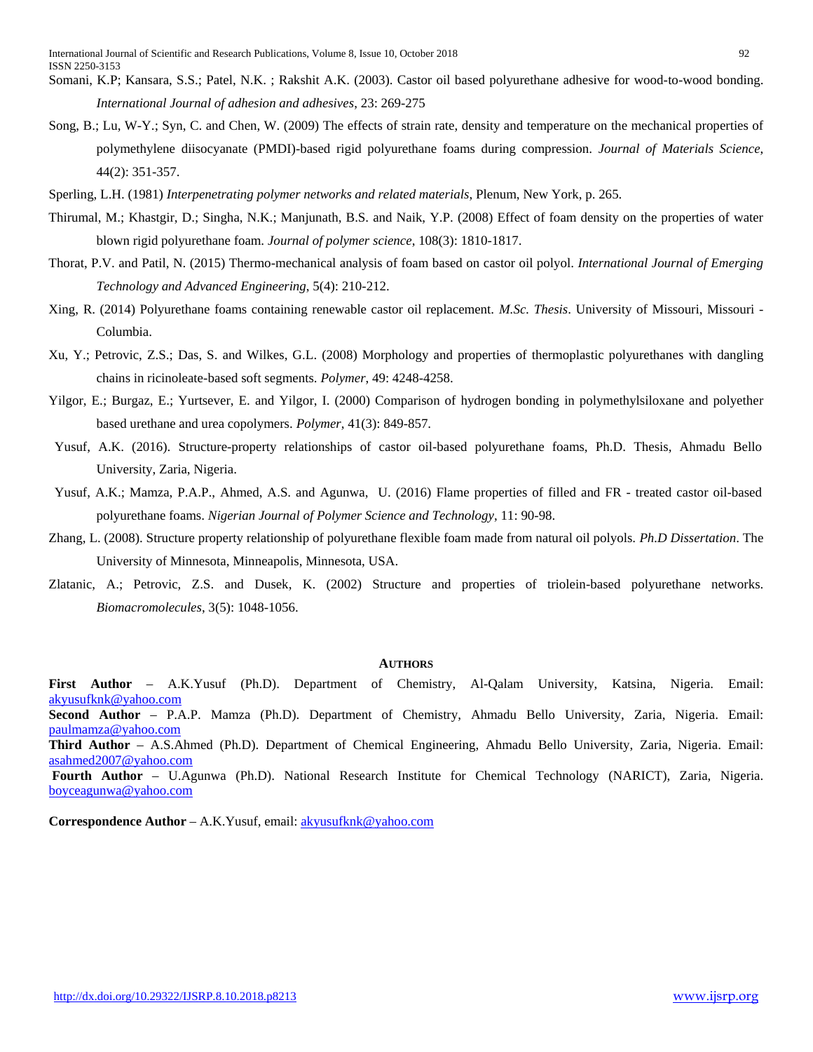Somani, K.P; Kansara, S.S.; Patel, N.K. ; Rakshit A.K. (2003). Castor oil based polyurethane adhesive for wood-to-wood bonding. *International Journal of adhesion and adhesives*, 23: 269-275

Song, B.; Lu, W-Y.; Syn, C. and Chen, W. (2009) The effects of strain rate, density and temperature on the mechanical properties of polymethylene diisocyanate (PMDI)-based rigid polyurethane foams during compression. *Journal of Materials Science*, 44(2): 351-357.

Sperling, L.H. (1981) *Interpenetrating polymer networks and related materials*, Plenum, New York, p. 265.

Thirumal, M.; Khastgir, D.; Singha, N.K.; Manjunath, B.S. and Naik, Y.P. (2008) Effect of foam density on the properties of water blown rigid polyurethane foam. *Journal of polymer science*, 108(3): 1810-1817.

Thorat, P.V. and Patil, N. (2015) Thermo-mechanical analysis of foam based on castor oil polyol. *International Journal of Emerging Technology and Advanced Engineering*, 5(4): 210-212.

Xing, R. (2014) Polyurethane foams containing renewable castor oil replacement. *M.Sc. Thesis*. University of Missouri, Missouri - Columbia.

Xu, Y.; Petrovic, Z.S.; Das, S. and Wilkes, G.L. (2008) Morphology and properties of thermoplastic polyurethanes with dangling chains in ricinoleate-based soft segments. *Polymer*, 49: 4248-4258.

Yilgor, E.; Burgaz, E.; Yurtsever, E. and Yilgor, I. (2000) Comparison of hydrogen bonding in polymethylsiloxane and polyether based urethane and urea copolymers. *Polymer*, 41(3): 849-857.

Yusuf, A.K. (2016). Structure-property relationships of castor oil-based polyurethane foams, Ph.D. Thesis, Ahmadu Bello University, Zaria, Nigeria.

Yusuf, A.K.; Mamza, P.A.P., Ahmed, A.S. and Agunwa, U. (2016) Flame properties of filled and FR - treated castor oil-based polyurethane foams. *Nigerian Journal of Polymer Science and Technology*, 11: 90-98.

Zhang, L. (2008). Structure property relationship of polyurethane flexible foam made from natural oil polyols. *Ph.D Dissertation*. The University of Minnesota, Minneapolis, Minnesota, USA.

Zlatanic, A.; Petrovic, Z.S. and Dusek, K. (2002) Structure and properties of triolein-based polyurethane networks. *Biomacromolecules*, 3(5): 1048-1056.

## Authors

**First Author** – A.K.Yusuf (Ph.D). Department of Chemistry, Al-Qalam University, Katsina, Nigeria. Email: akyusufknk@yahoo.com

**Second Author** – P.A.P. Mamza (Ph.D). Department of Chemistry, Ahmadu Bello University, Zaria, Nigeria. Email: paulmamza@yahoo.com

**Third Author** – A.S.Ahmed (Ph.D). Department of Chemical Engineering, Ahmadu Bello University, Zaria, Nigeria. Email: asahmed2007@yahoo.com

**Fourth Author** – U.Agunwa (Ph.D). National Research Institute for Chemical Technology (NARICT), Zaria, Nigeria. boyceagunwa@yahoo.com

**Correspondence Author** – A.K.Yusuf, email: akyusufknk@yahoo.com